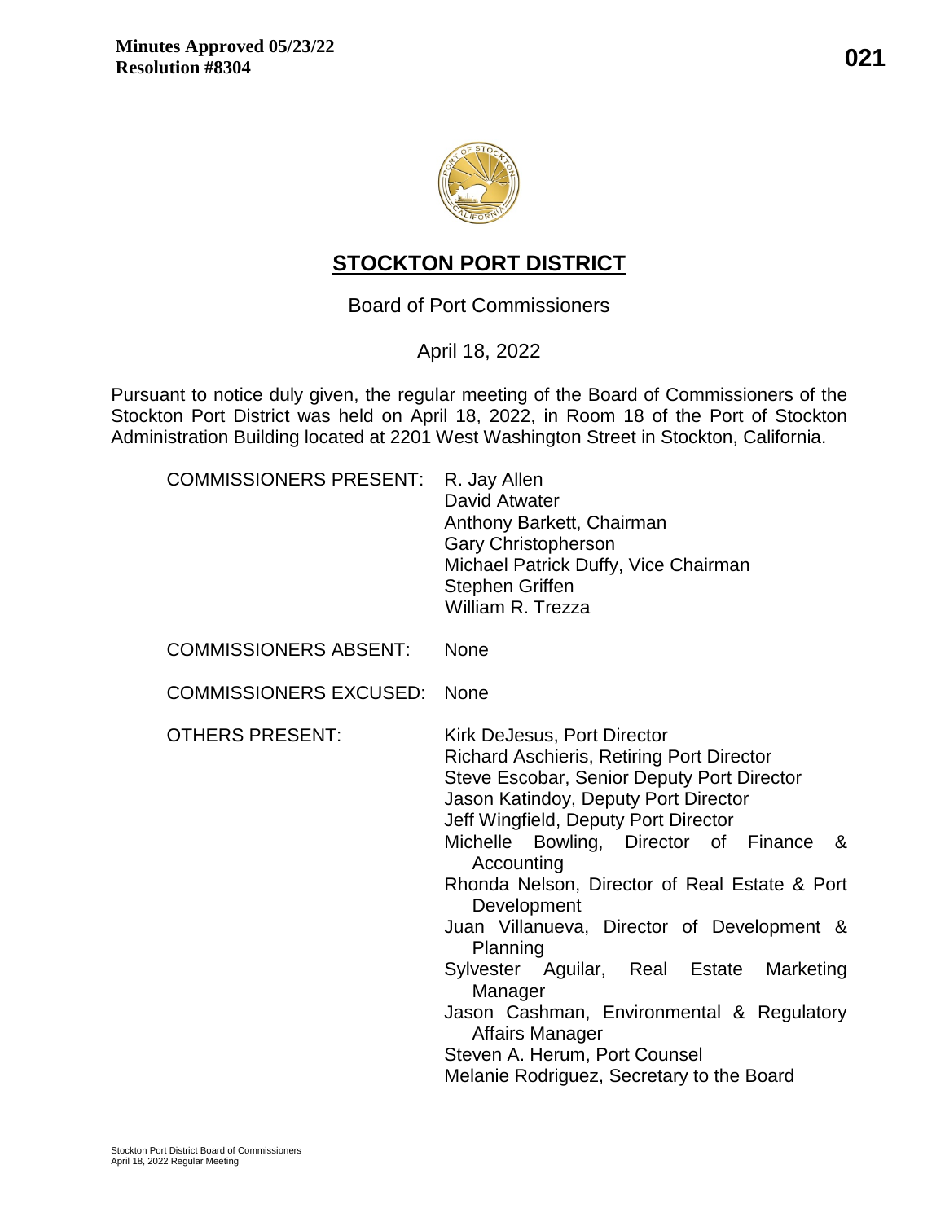**Minutes Approved 05/23/22**
**Resolution #8304**

# STOCKTON PORT DISTRICT

Board of Port Commissioners

April 18, 2022

Pursuant to notice duly given, the regular meeting of the Board of Commissioners of the Stockton Port District was held on April 18, 2022, in Room 18 of the Port of Stockton Administration Building located at 2201 West Washington Street in Stockton, California.

COMMISSIONERS PRESENT:
- R. Jay Allen
- David Atwater
- Anthony Barkett, Chairman
- Gary Christopherson
- Michael Patrick Duffy, Vice Chairman
- Stephen Griffen
- William R. Trezza

COMMISSIONERS ABSENT: None

COMMISSIONERS EXCUSED: None

OTHERS PRESENT:
- Kirk DeJesus, Port Director
- Richard Aschieris, Retiring Port Director
- Steve Escobar, Senior Deputy Port Director
- Jason Katindoy, Deputy Port Director
- Jeff Wingfield, Deputy Port Director
- Michelle Bowling, Director of Finance & Accounting
- Rhonda Nelson, Director of Real Estate & Port Development
- Juan Villanueva, Director of Development & Planning
- Sylvester Aguilar, Real Estate Marketing Manager
- Jason Cashman, Environmental & Regulatory Affairs Manager
- Steven A. Herum, Port Counsel
- Melanie Rodriguez, Secretary to the Board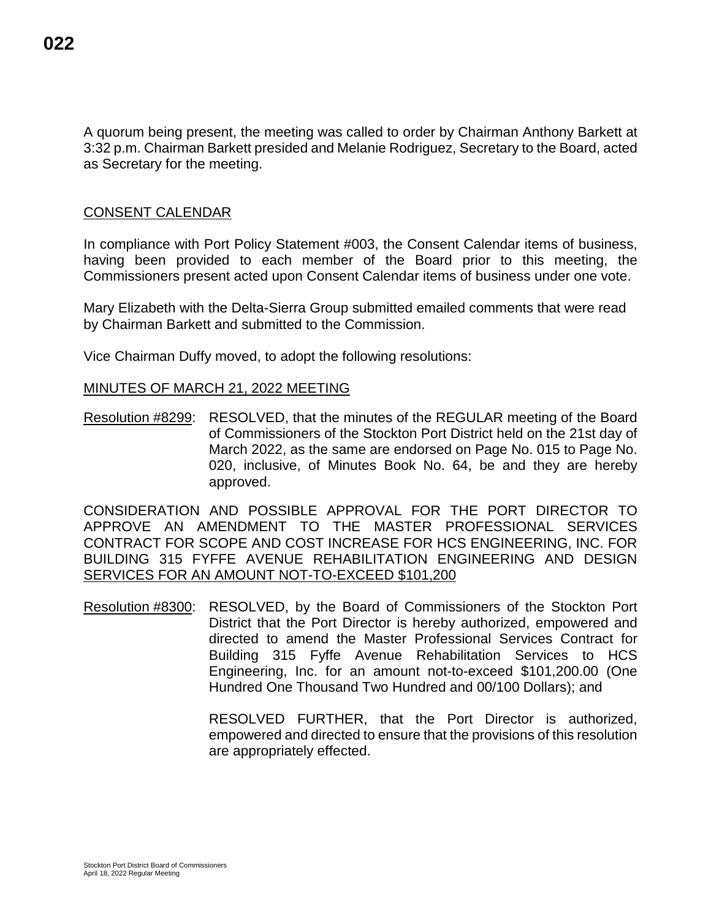A quorum being present, the meeting was called to order by Chairman Anthony Barkett at 3:32 p.m. Chairman Barkett presided and Melanie Rodriguez, Secretary to the Board, acted as Secretary for the meeting.

## CONSENT CALENDAR

In compliance with Port Policy Statement #003, the Consent Calendar items of business, having been provided to each member of the Board prior to this meeting, the Commissioners present acted upon Consent Calendar items of business under one vote.

Mary Elizabeth with the Delta-Sierra Group submitted emailed comments that were read by Chairman Barkett and submitted to the Commission.

Vice Chairman Duffy moved, to adopt the following resolutions:

### MINUTES OF MARCH 21, 2022 MEETING

Resolution #8299: RESOLVED, that the minutes of the REGULAR meeting of the Board of Commissioners of the Stockton Port District held on the 21st day of March 2022, as the same are endorsed on Page No. 015 to Page No. 020, inclusive, of Minutes Book No. 64, be and they are hereby approved.

### CONSIDERATION AND POSSIBLE APPROVAL FOR THE PORT DIRECTOR TO APPROVE AN AMENDMENT TO THE MASTER PROFESSIONAL SERVICES CONTRACT FOR SCOPE AND COST INCREASE FOR HCS ENGINEERING, INC. FOR BUILDING 315 FYFFE AVENUE REHABILITATION ENGINEERING AND DESIGN SERVICES FOR AN AMOUNT NOT-TO-EXCEED $101,200

Resolution #8300: RESOLVED, by the Board of Commissioners of the Stockton Port District that the Port Director is hereby authorized, empowered and directed to amend the Master Professional Services Contract for Building 315 Fyffe Avenue Rehabilitation Services to HCS Engineering, Inc. for an amount not-to-exceed $101,200.00 (One Hundred One Thousand Two Hundred and 00/100 Dollars); and

RESOLVED FURTHER, that the Port Director is authorized, empowered and directed to ensure that the provisions of this resolution are appropriately effected.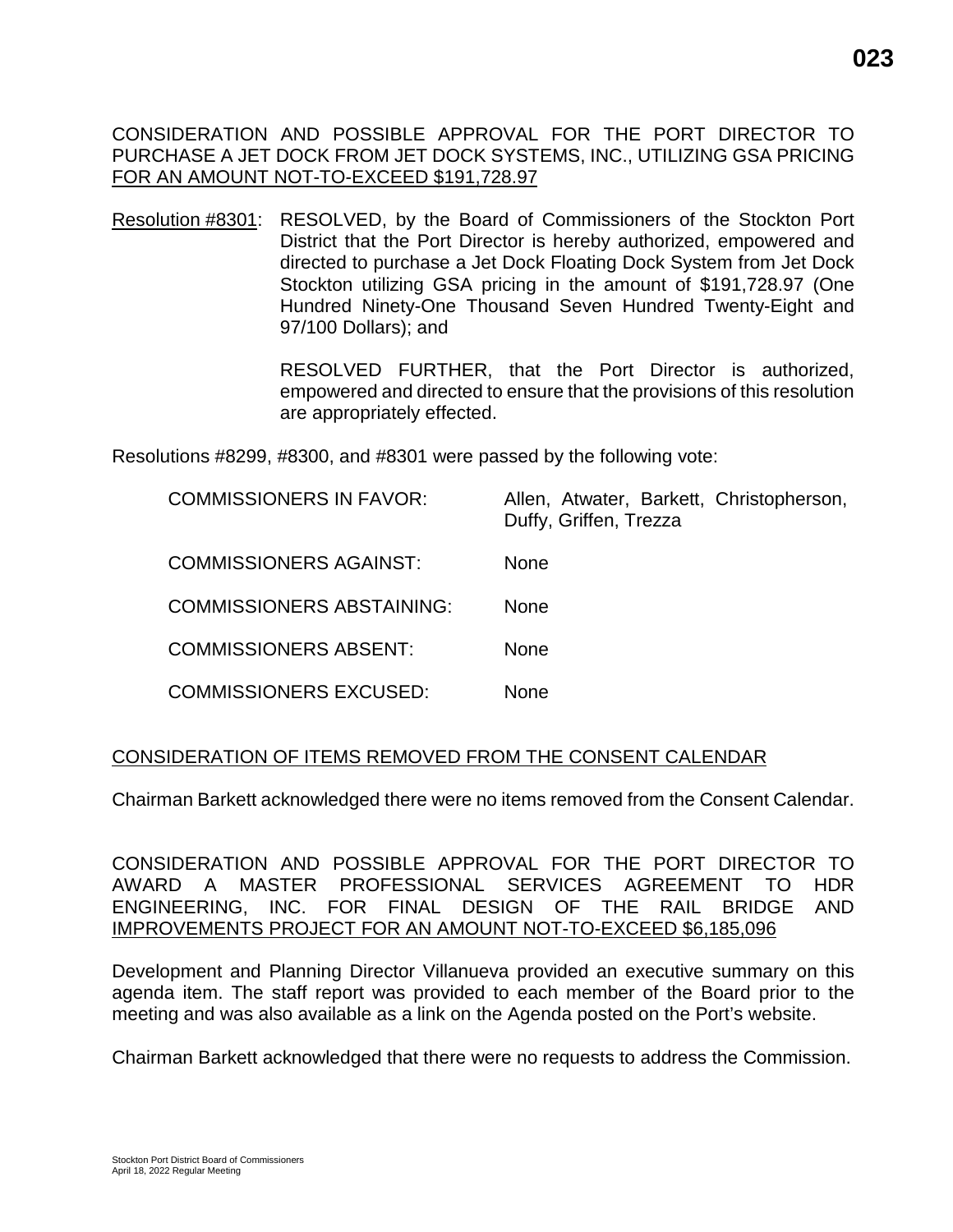CONSIDERATION AND POSSIBLE APPROVAL FOR THE PORT DIRECTOR TO PURCHASE A JET DOCK FROM JET DOCK SYSTEMS, INC., UTILIZING GSA PRICING FOR AN AMOUNT NOT-TO-EXCEED $191,728.97

Resolution #8301: RESOLVED, by the Board of Commissioners of the Stockton Port District that the Port Director is hereby authorized, empowered and directed to purchase a Jet Dock Floating Dock System from Jet Dock Stockton utilizing GSA pricing in the amount of $191,728.97 (One Hundred Ninety-One Thousand Seven Hundred Twenty-Eight and 97/100 Dollars); and

RESOLVED FURTHER, that the Port Director is authorized, empowered and directed to ensure that the provisions of this resolution are appropriately effected.

Resolutions #8299, #8300, and #8301 were passed by the following vote:

| | |
|---|---|
| COMMISSIONERS IN FAVOR: | Allen, Atwater, Barkett, Christopherson, Duffy, Griffen, Trezza |
| COMMISSIONERS AGAINST: | None |
| COMMISSIONERS ABSTAINING: | None |
| COMMISSIONERS ABSENT: | None |
| COMMISSIONERS EXCUSED: | None |

CONSIDERATION OF ITEMS REMOVED FROM THE CONSENT CALENDAR

Chairman Barkett acknowledged there were no items removed from the Consent Calendar.

CONSIDERATION AND POSSIBLE APPROVAL FOR THE PORT DIRECTOR TO AWARD A MASTER PROFESSIONAL SERVICES AGREEMENT TO HDR ENGINEERING, INC. FOR FINAL DESIGN OF THE RAIL BRIDGE AND IMPROVEMENTS PROJECT FOR AN AMOUNT NOT-TO-EXCEED $6,185,096

Development and Planning Director Villanueva provided an executive summary on this agenda item. The staff report was provided to each member of the Board prior to the meeting and was also available as a link on the Agenda posted on the Port's website.

Chairman Barkett acknowledged that there were no requests to address the Commission.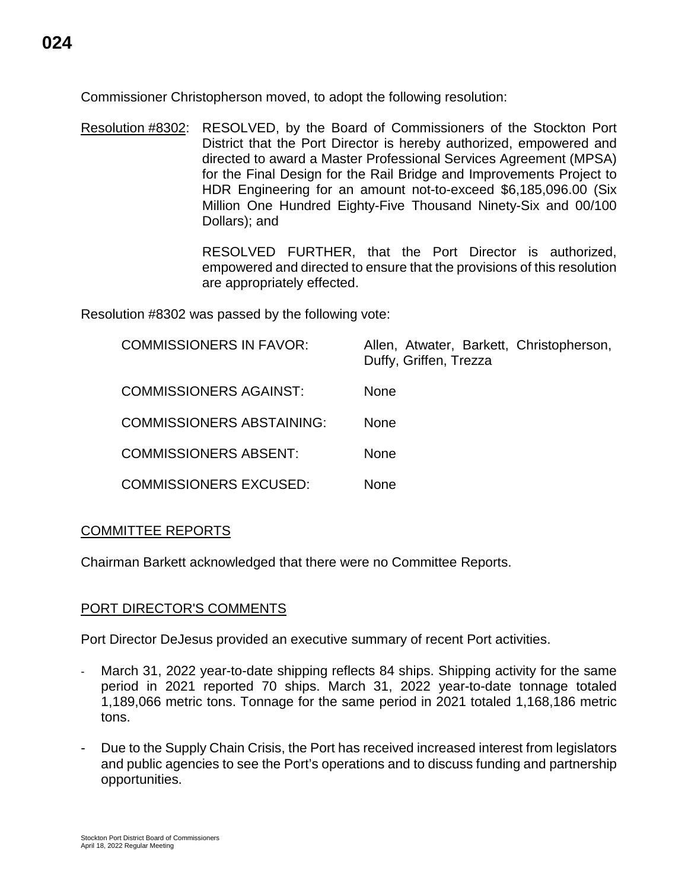Commissioner Christopherson moved, to adopt the following resolution:

Resolution #8302: RESOLVED, by the Board of Commissioners of the Stockton Port District that the Port Director is hereby authorized, empowered and directed to award a Master Professional Services Agreement (MPSA) for the Final Design for the Rail Bridge and Improvements Project to HDR Engineering for an amount not-to-exceed $6,185,096.00 (Six Million One Hundred Eighty-Five Thousand Ninety-Six and 00/100 Dollars); and

RESOLVED FURTHER, that the Port Director is authorized, empowered and directed to ensure that the provisions of this resolution are appropriately effected.

Resolution #8302 was passed by the following vote:

| | |
|---|---|
| COMMISSIONERS IN FAVOR: | Allen, Atwater, Barkett, Christopherson, Duffy, Griffen, Trezza |
| COMMISSIONERS AGAINST: | None |
| COMMISSIONERS ABSTAINING: | None |
| COMMISSIONERS ABSENT: | None |
| COMMISSIONERS EXCUSED: | None |

## COMMITTEE REPORTS

Chairman Barkett acknowledged that there were no Committee Reports.

## PORT DIRECTOR'S COMMENTS

Port Director DeJesus provided an executive summary of recent Port activities.

- March 31, 2022 year-to-date shipping reflects 84 ships. Shipping activity for the same period in 2021 reported 70 ships. March 31, 2022 year-to-date tonnage totaled 1,189,066 metric tons. Tonnage for the same period in 2021 totaled 1,168,186 metric tons.
- Due to the Supply Chain Crisis, the Port has received increased interest from legislators and public agencies to see the Port's operations and to discuss funding and partnership opportunities.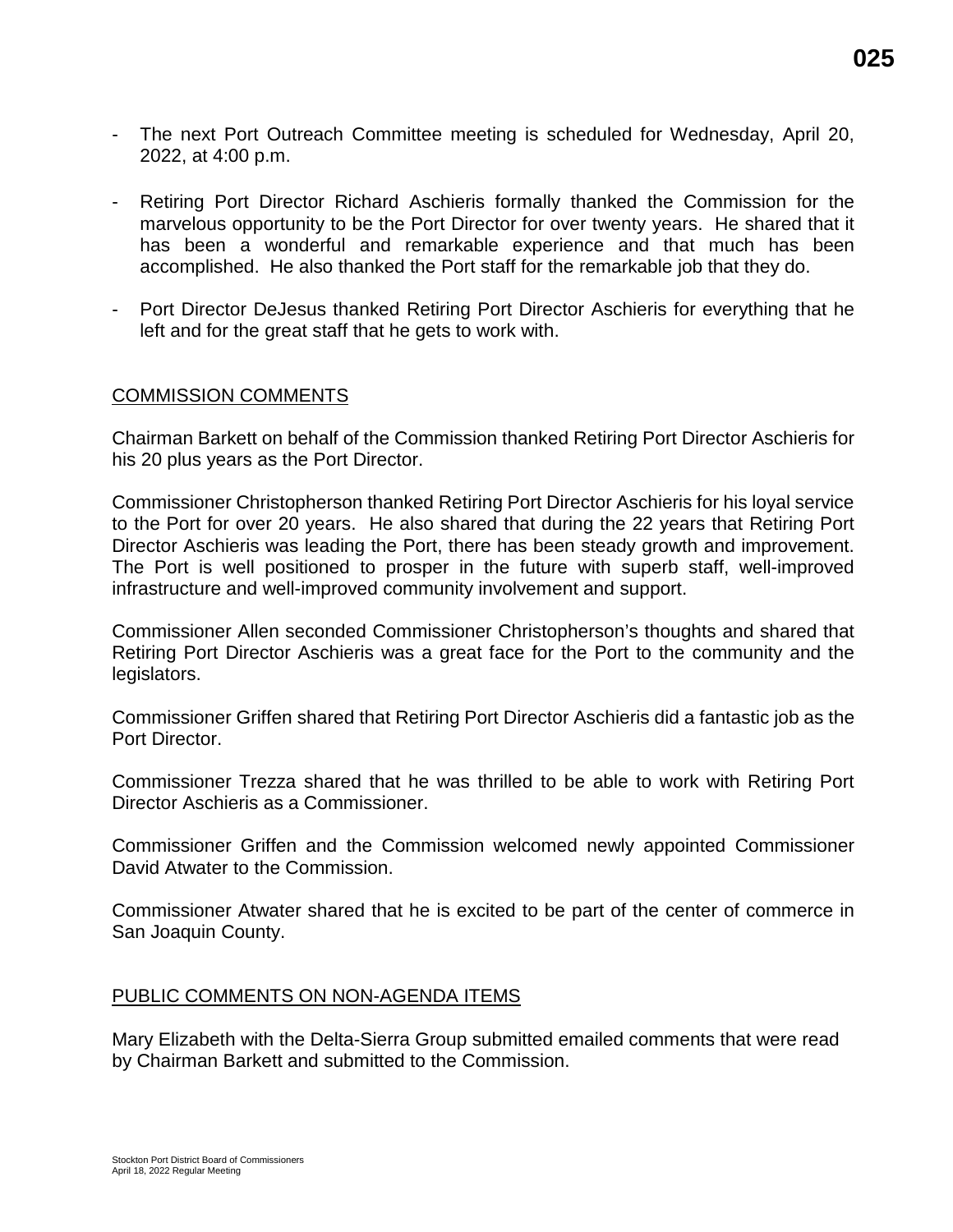- The next Port Outreach Committee meeting is scheduled for Wednesday, April 20, 2022, at 4:00 p.m.

- Retiring Port Director Richard Aschieris formally thanked the Commission for the marvelous opportunity to be the Port Director for over twenty years. He shared that it has been a wonderful and remarkable experience and that much has been accomplished. He also thanked the Port staff for the remarkable job that they do.

- Port Director DeJesus thanked Retiring Port Director Aschieris for everything that he left and for the great staff that he gets to work with.

## COMMISSION COMMENTS

Chairman Barkett on behalf of the Commission thanked Retiring Port Director Aschieris for his 20 plus years as the Port Director.

Commissioner Christopherson thanked Retiring Port Director Aschieris for his loyal service to the Port for over 20 years. He also shared that during the 22 years that Retiring Port Director Aschieris was leading the Port, there has been steady growth and improvement. The Port is well positioned to prosper in the future with superb staff, well-improved infrastructure and well-improved community involvement and support.

Commissioner Allen seconded Commissioner Christopherson's thoughts and shared that Retiring Port Director Aschieris was a great face for the Port to the community and the legislators.

Commissioner Griffen shared that Retiring Port Director Aschieris did a fantastic job as the Port Director.

Commissioner Trezza shared that he was thrilled to be able to work with Retiring Port Director Aschieris as a Commissioner.

Commissioner Griffen and the Commission welcomed newly appointed Commissioner David Atwater to the Commission.

Commissioner Atwater shared that he is excited to be part of the center of commerce in San Joaquin County.

## PUBLIC COMMENTS ON NON-AGENDA ITEMS

Mary Elizabeth with the Delta-Sierra Group submitted emailed comments that were read by Chairman Barkett and submitted to the Commission.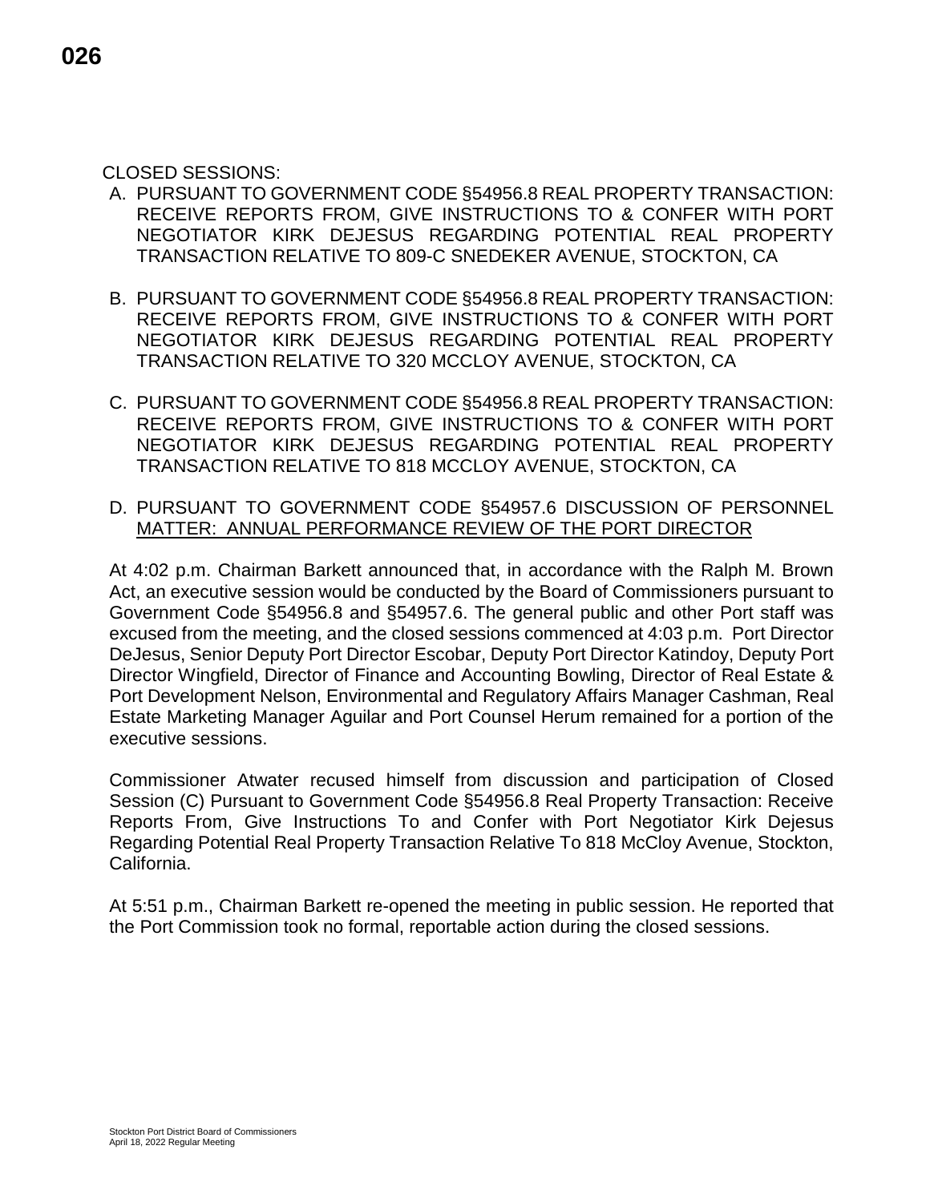CLOSED SESSIONS:

A. PURSUANT TO GOVERNMENT CODE §54956.8 REAL PROPERTY TRANSACTION: RECEIVE REPORTS FROM, GIVE INSTRUCTIONS TO & CONFER WITH PORT NEGOTIATOR KIRK DEJESUS REGARDING POTENTIAL REAL PROPERTY TRANSACTION RELATIVE TO 809-C SNEDEKER AVENUE, STOCKTON, CA

B. PURSUANT TO GOVERNMENT CODE §54956.8 REAL PROPERTY TRANSACTION: RECEIVE REPORTS FROM, GIVE INSTRUCTIONS TO & CONFER WITH PORT NEGOTIATOR KIRK DEJESUS REGARDING POTENTIAL REAL PROPERTY TRANSACTION RELATIVE TO 320 MCCLOY AVENUE, STOCKTON, CA

C. PURSUANT TO GOVERNMENT CODE §54956.8 REAL PROPERTY TRANSACTION: RECEIVE REPORTS FROM, GIVE INSTRUCTIONS TO & CONFER WITH PORT NEGOTIATOR KIRK DEJESUS REGARDING POTENTIAL REAL PROPERTY TRANSACTION RELATIVE TO 818 MCCLOY AVENUE, STOCKTON, CA

D. PURSUANT TO GOVERNMENT CODE §54957.6 DISCUSSION OF PERSONNEL MATTER: ANNUAL PERFORMANCE REVIEW OF THE PORT DIRECTOR

At 4:02 p.m. Chairman Barkett announced that, in accordance with the Ralph M. Brown Act, an executive session would be conducted by the Board of Commissioners pursuant to Government Code §54956.8 and §54957.6. The general public and other Port staff was excused from the meeting, and the closed sessions commenced at 4:03 p.m. Port Director DeJesus, Senior Deputy Port Director Escobar, Deputy Port Director Katindoy, Deputy Port Director Wingfield, Director of Finance and Accounting Bowling, Director of Real Estate & Port Development Nelson, Environmental and Regulatory Affairs Manager Cashman, Real Estate Marketing Manager Aguilar and Port Counsel Herum remained for a portion of the executive sessions.

Commissioner Atwater recused himself from discussion and participation of Closed Session (C) Pursuant to Government Code §54956.8 Real Property Transaction: Receive Reports From, Give Instructions To and Confer with Port Negotiator Kirk Dejesus Regarding Potential Real Property Transaction Relative To 818 McCloy Avenue, Stockton, California.

At 5:51 p.m., Chairman Barkett re-opened the meeting in public session. He reported that the Port Commission took no formal, reportable action during the closed sessions.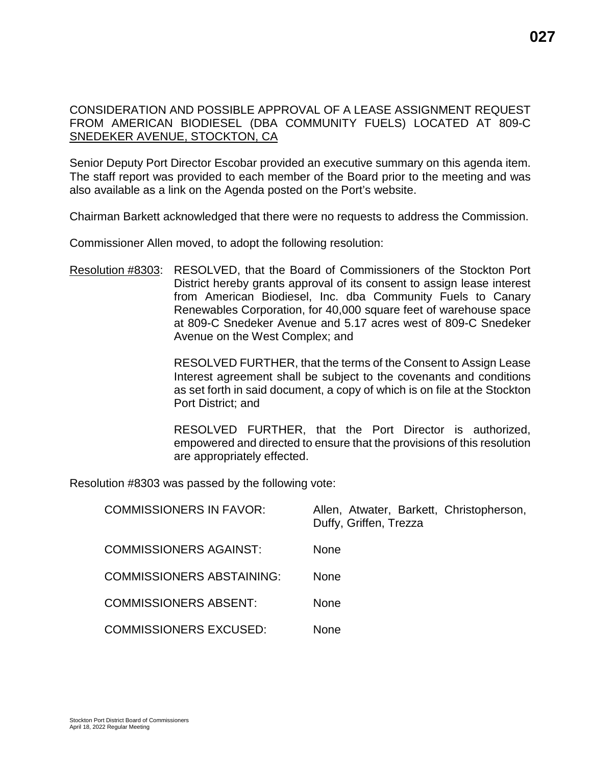CONSIDERATION AND POSSIBLE APPROVAL OF A LEASE ASSIGNMENT REQUEST FROM AMERICAN BIODIESEL (DBA COMMUNITY FUELS) LOCATED AT 809-C SNEDEKER AVENUE, STOCKTON, CA

Senior Deputy Port Director Escobar provided an executive summary on this agenda item. The staff report was provided to each member of the Board prior to the meeting and was also available as a link on the Agenda posted on the Port's website.

Chairman Barkett acknowledged that there were no requests to address the Commission.

Commissioner Allen moved, to adopt the following resolution:

Resolution #8303: RESOLVED, that the Board of Commissioners of the Stockton Port District hereby grants approval of its consent to assign lease interest from American Biodiesel, Inc. dba Community Fuels to Canary Renewables Corporation, for 40,000 square feet of warehouse space at 809-C Snedeker Avenue and 5.17 acres west of 809-C Snedeker Avenue on the West Complex; and

RESOLVED FURTHER, that the terms of the Consent to Assign Lease Interest agreement shall be subject to the covenants and conditions as set forth in said document, a copy of which is on file at the Stockton Port District; and

RESOLVED FURTHER, that the Port Director is authorized, empowered and directed to ensure that the provisions of this resolution are appropriately effected.

Resolution #8303 was passed by the following vote:

| | |
|---|---|
| COMMISSIONERS IN FAVOR: | Allen, Atwater, Barkett, Christopherson, Duffy, Griffen, Trezza |
| COMMISSIONERS AGAINST: | None |
| COMMISSIONERS ABSTAINING: | None |
| COMMISSIONERS ABSENT: | None |
| COMMISSIONERS EXCUSED: | None |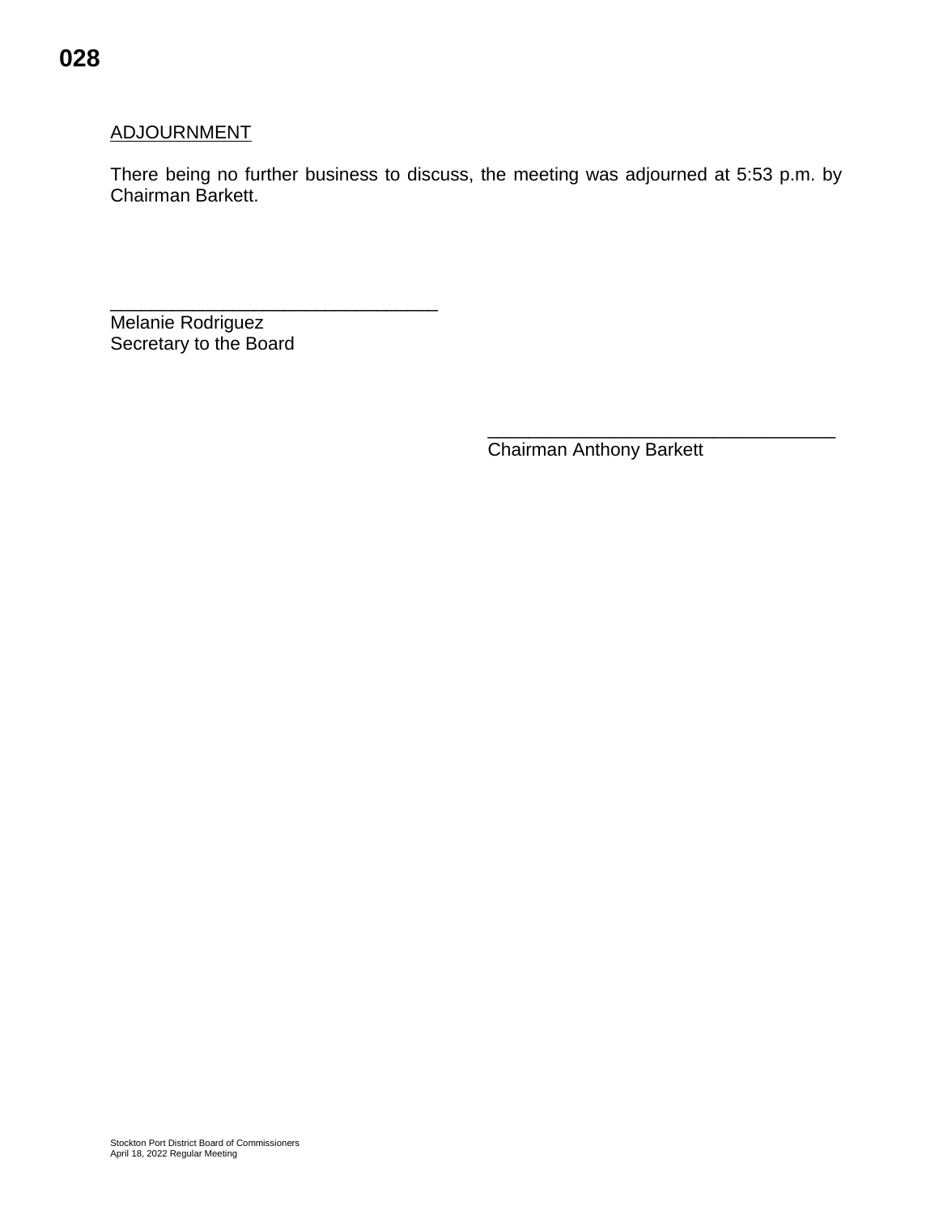ADJOURNMENT

There being no further business to discuss, the meeting was adjourned at 5:53 p.m. by Chairman Barkett.

_________________________________
Melanie Rodriguez
Secretary to the Board

___________________________________
Chairman Anthony Barkett